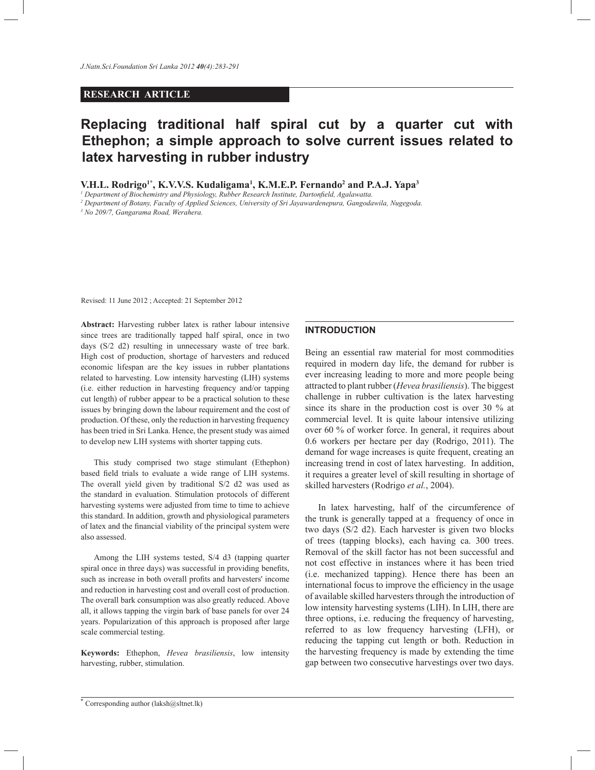RESEARCH ARTICLE

# Replacing traditional half spiral cut by a quarter cut with Ethephon; a simple approach to solve current issues related to latex harvesting in rubber industry

**V.H.L. Rodrigo[1*], K.V.V.S. Kudaligama[1], K.M.E.P. Fernando[2] and P.A.J. Yapa[3]**

[1] *Department of Biochemistry and Physiology, Rubber Research Institute, Dartonfield, Agalawatta.*
[2] *Department of Botany, Faculty of Applied Sciences, University of Sri Jayawardenepura, Gangodawila, Nugegoda.*
[3] *No 209/7, Gangarama Road, Werahera.*

Revised: 11 June 2012 ; Accepted: 21 September 2012

**Abstract:** Harvesting rubber latex is rather labour intensive since trees are traditionally tapped half spiral, once in two days (S/2 d2) resulting in unnecessary waste of tree bark. High cost of production, shortage of harvesters and reduced economic lifespan are the key issues in rubber plantations related to harvesting. Low intensity harvesting (LIH) systems (i.e. either reduction in harvesting frequency and/or tapping cut length) of rubber appear to be a practical solution to these issues by bringing down the labour requirement and the cost of production. Of these, only the reduction in harvesting frequency has been tried in Sri Lanka. Hence, the present study was aimed to develop new LIH systems with shorter tapping cuts.

This study comprised two stage stimulant (Ethephon) based field trials to evaluate a wide range of LIH systems. The overall yield given by traditional S/2 d2 was used as the standard in evaluation. Stimulation protocols of different harvesting systems were adjusted from time to time to achieve this standard. In addition, growth and physiological parameters of latex and the financial viability of the principal system were also assessed.

Among the LIH systems tested, S/4 d3 (tapping quarter spiral once in three days) was successful in providing benefits, such as increase in both overall profits and harvesters' income and reduction in harvesting cost and overall cost of production. The overall bark consumption was also greatly reduced. Above all, it allows tapping the virgin bark of base panels for over 24 years. Popularization of this approach is proposed after large scale commercial testing.

**Keywords:** Ethephon, *Hevea brasiliensis*, low intensity harvesting, rubber, stimulation.

## INTRODUCTION

Being an essential raw material for most commodities required in modern day life, the demand for rubber is ever increasing leading to more and more people being attracted to plant rubber (*Hevea brasiliensis*). The biggest challenge in rubber cultivation is the latex harvesting since its share in the production cost is over 30 % at commercial level. It is quite labour intensive utilizing over 60 % of worker force. In general, it requires about 0.6 workers per hectare per day (Rodrigo, 2011). The demand for wage increases is quite frequent, creating an increasing trend in cost of latex harvesting. In addition, it requires a greater level of skill resulting in shortage of skilled harvesters (Rodrigo *et al.*, 2004).

In latex harvesting, half of the circumference of the trunk is generally tapped at a frequency of once in two days (S/2 d2). Each harvester is given two blocks of trees (tapping blocks), each having ca. 300 trees. Removal of the skill factor has not been successful and not cost effective in instances where it has been tried (i.e. mechanized tapping). Hence there has been an international focus to improve the efficiency in the usage of available skilled harvesters through the introduction of low intensity harvesting systems (LIH). In LIH, there are three options, i.e. reducing the frequency of harvesting, referred to as low frequency harvesting (LFH), or reducing the tapping cut length or both. Reduction in the harvesting frequency is made by extending the time gap between two consecutive harvestings over two days.

* Corresponding author (laksh@sltnet.lk)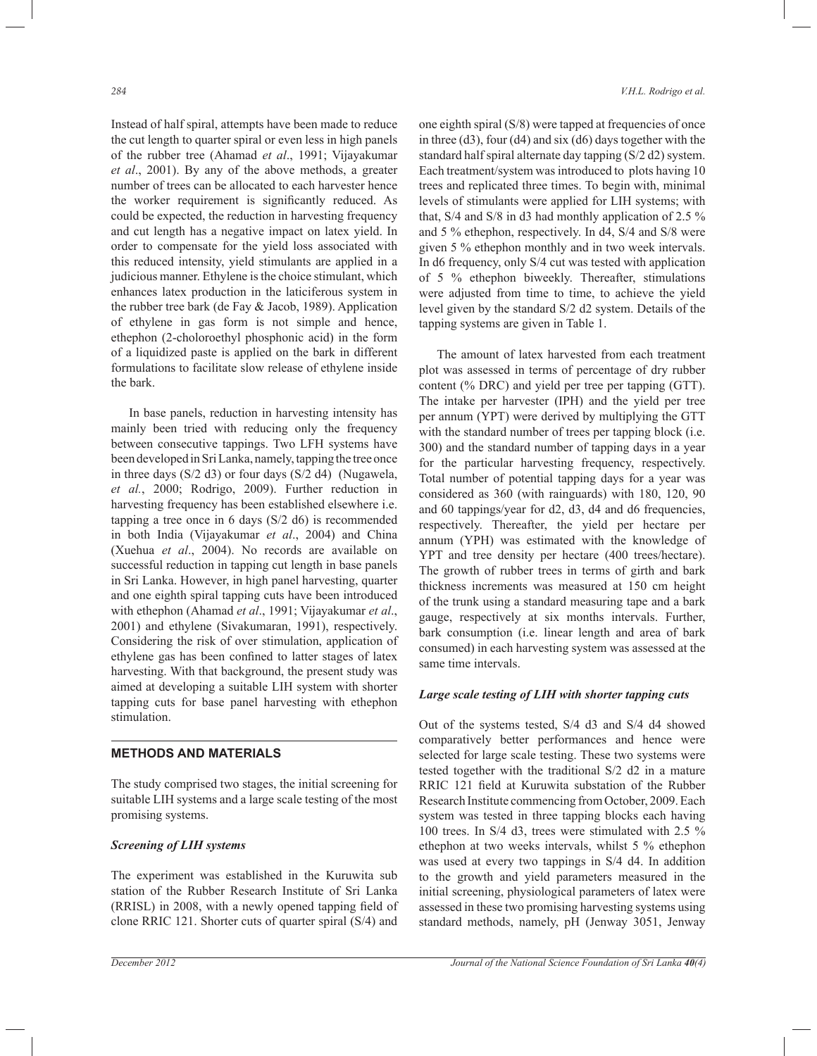Instead of half spiral, attempts have been made to reduce the cut length to quarter spiral or even less in high panels of the rubber tree (Ahamad *et al*., 1991; Vijayakumar *et al*., 2001). By any of the above methods, a greater number of trees can be allocated to each harvester hence the worker requirement is significantly reduced. As could be expected, the reduction in harvesting frequency and cut length has a negative impact on latex yield. In order to compensate for the yield loss associated with this reduced intensity, yield stimulants are applied in a judicious manner. Ethylene is the choice stimulant, which enhances latex production in the laticiferous system in the rubber tree bark (de Fay & Jacob, 1989). Application of ethylene in gas form is not simple and hence, ethephon (2-choloroethyl phosphonic acid) in the form of a liquidized paste is applied on the bark in different formulations to facilitate slow release of ethylene inside the bark.

In base panels, reduction in harvesting intensity has mainly been tried with reducing only the frequency between consecutive tappings. Two LFH systems have been developed in Sri Lanka, namely, tapping the tree once in three days (S/2 d3) or four days (S/2 d4) (Nugawela, *et al.*, 2000; Rodrigo, 2009). Further reduction in harvesting frequency has been established elsewhere i.e. tapping a tree once in 6 days (S/2 d6) is recommended in both India (Vijayakumar *et al*., 2004) and China (Xuehua *et al*., 2004). No records are available on successful reduction in tapping cut length in base panels in Sri Lanka. However, in high panel harvesting, quarter and one eighth spiral tapping cuts have been introduced with ethephon (Ahamad *et al*., 1991; Vijayakumar *et al*., 2001) and ethylene (Sivakumaran, 1991), respectively. Considering the risk of over stimulation, application of ethylene gas has been confined to latter stages of latex harvesting. With that background, the present study was aimed at developing a suitable LIH system with shorter tapping cuts for base panel harvesting with ethephon stimulation.

## METHODS AND MATERIALS

The study comprised two stages, the initial screening for suitable LIH systems and a large scale testing of the most promising systems.

### *Screening of LIH systems*

The experiment was established in the Kuruwita sub station of the Rubber Research Institute of Sri Lanka (RRISL) in 2008, with a newly opened tapping field of clone RRIC 121. Shorter cuts of quarter spiral (S/4) and one eighth spiral (S/8) were tapped at frequencies of once in three (d3), four (d4) and six (d6) days together with the standard half spiral alternate day tapping (S/2 d2) system. Each treatment/system was introduced to plots having 10 trees and replicated three times. To begin with, minimal levels of stimulants were applied for LIH systems; with that, S/4 and S/8 in d3 had monthly application of 2.5 % and 5 % ethephon, respectively. In d4, S/4 and S/8 were given 5 % ethephon monthly and in two week intervals. In d6 frequency, only S/4 cut was tested with application of 5 % ethephon biweekly. Thereafter, stimulations were adjusted from time to time, to achieve the yield level given by the standard S/2 d2 system. Details of the tapping systems are given in Table 1.

The amount of latex harvested from each treatment plot was assessed in terms of percentage of dry rubber content (% DRC) and yield per tree per tapping (GTT). The intake per harvester (IPH) and the yield per tree per annum (YPT) were derived by multiplying the GTT with the standard number of trees per tapping block (i.e. 300) and the standard number of tapping days in a year for the particular harvesting frequency, respectively. Total number of potential tapping days for a year was considered as 360 (with rainguards) with 180, 120, 90 and 60 tappings/year for d2, d3, d4 and d6 frequencies, respectively. Thereafter, the yield per hectare per annum (YPH) was estimated with the knowledge of YPT and tree density per hectare (400 trees/hectare). The growth of rubber trees in terms of girth and bark thickness increments was measured at 150 cm height of the trunk using a standard measuring tape and a bark gauge, respectively at six months intervals. Further, bark consumption (i.e. linear length and area of bark consumed) in each harvesting system was assessed at the same time intervals.

### *Large scale testing of LIH with shorter tapping cuts*

Out of the systems tested, S/4 d3 and S/4 d4 showed comparatively better performances and hence were selected for large scale testing. These two systems were tested together with the traditional S/2 d2 in a mature RRIC 121 field at Kuruwita substation of the Rubber Research Institute commencing from October, 2009. Each system was tested in three tapping blocks each having 100 trees. In S/4 d3, trees were stimulated with 2.5 % ethephon at two weeks intervals, whilst 5 % ethephon was used at every two tappings in S/4 d4. In addition to the growth and yield parameters measured in the initial screening, physiological parameters of latex were assessed in these two promising harvesting systems using standard methods, namely, pH (Jenway 3051, Jenway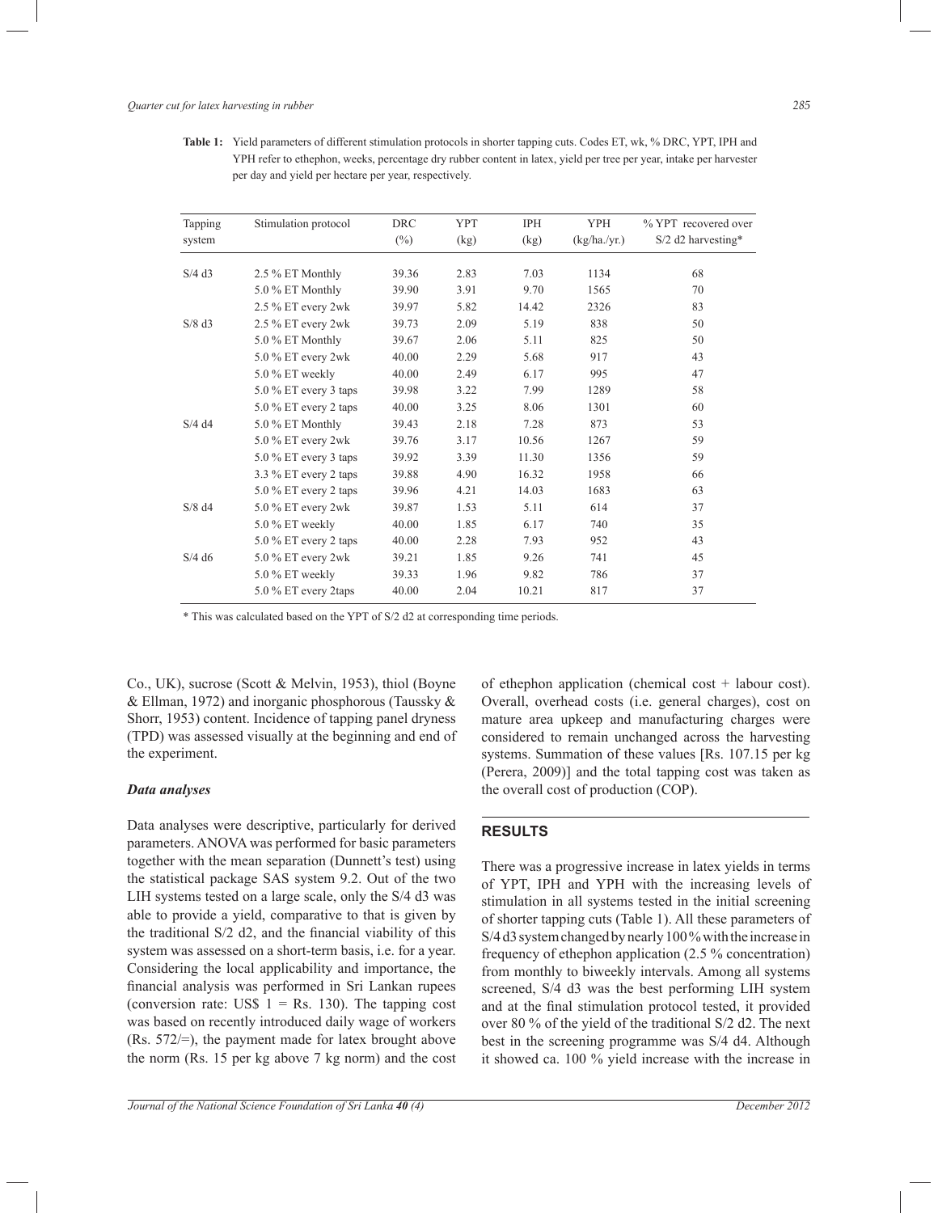**Table 1:** Yield parameters of different stimulation protocols in shorter tapping cuts. Codes ET, wk, % DRC, YPT, IPH and YPH refer to ethephon, weeks, percentage dry rubber content in latex, yield per tree per year, intake per harvester per day and yield per hectare per year, respectively.

| Tapping system | Stimulation protocol | DRC (%) | YPT (kg) | IPH (kg) | YPH (kg/ha./yr.) | % YPT recovered over S/2 d2 harvesting* |
|---|---|---|---|---|---|---|
| S/4 d3 | 2.5 % ET Monthly | 39.36 | 2.83 | 7.03 | 1134 | 68 |
| | 5.0 % ET Monthly | 39.90 | 3.91 | 9.70 | 1565 | 70 |
| | 2.5 % ET every 2wk | 39.97 | 5.82 | 14.42 | 2326 | 83 |
| S/8 d3 | 2.5 % ET every 2wk | 39.73 | 2.09 | 5.19 | 838 | 50 |
| | 5.0 % ET Monthly | 39.67 | 2.06 | 5.11 | 825 | 50 |
| | 5.0 % ET every 2wk | 40.00 | 2.29 | 5.68 | 917 | 43 |
| | 5.0 % ET weekly | 40.00 | 2.49 | 6.17 | 995 | 47 |
| | 5.0 % ET every 3 taps | 39.98 | 3.22 | 7.99 | 1289 | 58 |
| | 5.0 % ET every 2 taps | 40.00 | 3.25 | 8.06 | 1301 | 60 |
| S/4 d4 | 5.0 % ET Monthly | 39.43 | 2.18 | 7.28 | 873 | 53 |
| | 5.0 % ET every 2wk | 39.76 | 3.17 | 10.56 | 1267 | 59 |
| | 5.0 % ET every 3 taps | 39.92 | 3.39 | 11.30 | 1356 | 59 |
| | 3.3 % ET every 2 taps | 39.88 | 4.90 | 16.32 | 1958 | 66 |
| | 5.0 % ET every 2 taps | 39.96 | 4.21 | 14.03 | 1683 | 63 |
| S/8 d4 | 5.0 % ET every 2wk | 39.87 | 1.53 | 5.11 | 614 | 37 |
| | 5.0 % ET weekly | 40.00 | 1.85 | 6.17 | 740 | 35 |
| | 5.0 % ET every 2 taps | 40.00 | 2.28 | 7.93 | 952 | 43 |
| S/4 d6 | 5.0 % ET every 2wk | 39.21 | 1.85 | 9.26 | 741 | 45 |
| | 5.0 % ET weekly | 39.33 | 1.96 | 9.82 | 786 | 37 |
| | 5.0 % ET every 2taps | 40.00 | 2.04 | 10.21 | 817 | 37 |

\* This was calculated based on the YPT of S/2 d2 at corresponding time periods.

Co., UK), sucrose (Scott & Melvin, 1953), thiol (Boyne & Ellman, 1972) and inorganic phosphorous (Taussky & Shorr, 1953) content. Incidence of tapping panel dryness (TPD) was assessed visually at the beginning and end of the experiment.

### *Data analyses*

Data analyses were descriptive, particularly for derived parameters. ANOVA was performed for basic parameters together with the mean separation (Dunnett's test) using the statistical package SAS system 9.2. Out of the two LIH systems tested on a large scale, only the S/4 d3 was able to provide a yield, comparative to that is given by the traditional S/2 d2, and the financial viability of this system was assessed on a short-term basis, i.e. for a year. Considering the local applicability and importance, the financial analysis was performed in Sri Lankan rupees (conversion rate: US$ 1 = Rs. 130). The tapping cost was based on recently introduced daily wage of workers (Rs. 572/=), the payment made for latex brought above the norm (Rs. 15 per kg above 7 kg norm) and the cost of ethephon application (chemical cost + labour cost). Overall, overhead costs (i.e. general charges), cost on mature area upkeep and manufacturing charges were considered to remain unchanged across the harvesting systems. Summation of these values [Rs. 107.15 per kg (Perera, 2009)] and the total tapping cost was taken as the overall cost of production (COP).

## RESULTS

There was a progressive increase in latex yields in terms of YPT, IPH and YPH with the increasing levels of stimulation in all systems tested in the initial screening of shorter tapping cuts (Table 1). All these parameters of S/4 d3 system changed by nearly 100 % with the increase in frequency of ethephon application (2.5 % concentration) from monthly to biweekly intervals. Among all systems screened, S/4 d3 was the best performing LIH system and at the final stimulation protocol tested, it provided over 80 % of the yield of the traditional S/2 d2. The next best in the screening programme was S/4 d4. Although it showed ca. 100 % yield increase with the increase in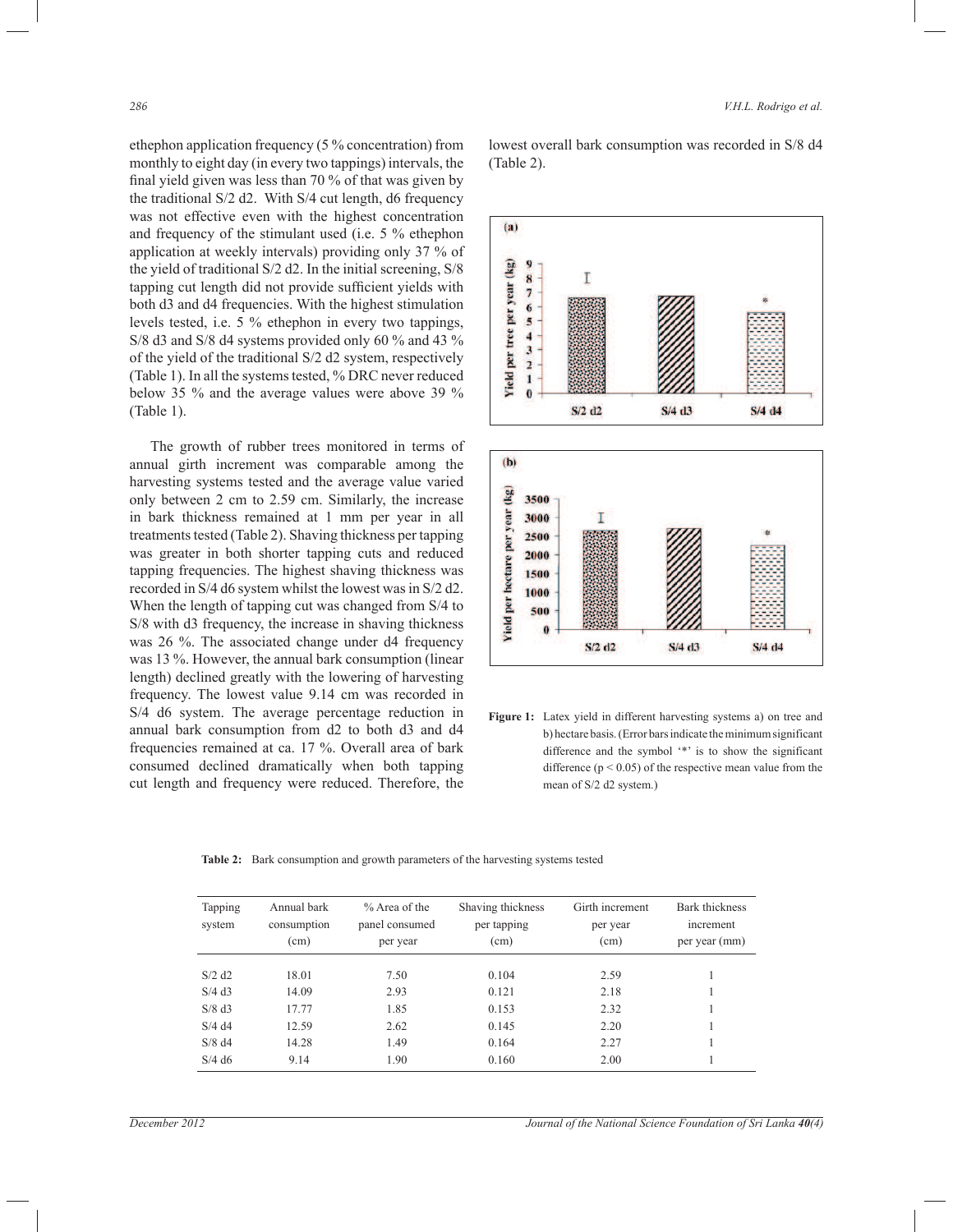ethephon application frequency (5 % concentration) from monthly to eight day (in every two tappings) intervals, the final yield given was less than 70 % of that was given by the traditional S/2 d2. With S/4 cut length, d6 frequency was not effective even with the highest concentration and frequency of the stimulant used (i.e. 5 % ethephon application at weekly intervals) providing only 37 % of the yield of traditional S/2 d2. In the initial screening, S/8 tapping cut length did not provide sufficient yields with both d3 and d4 frequencies. With the highest stimulation levels tested, i.e. 5 % ethephon in every two tappings, S/8 d3 and S/8 d4 systems provided only 60 % and 43 % of the yield of the traditional S/2 d2 system, respectively (Table 1). In all the systems tested, % DRC never reduced below 35 % and the average values were above 39 % (Table 1).

The growth of rubber trees monitored in terms of annual girth increment was comparable among the harvesting systems tested and the average value varied only between 2 cm to 2.59 cm. Similarly, the increase in bark thickness remained at 1 mm per year in all treatments tested (Table 2). Shaving thickness per tapping was greater in both shorter tapping cuts and reduced tapping frequencies. The highest shaving thickness was recorded in S/4 d6 system whilst the lowest was in S/2 d2. When the length of tapping cut was changed from S/4 to S/8 with d3 frequency, the increase in shaving thickness was 26 %. The associated change under d4 frequency was 13 %. However, the annual bark consumption (linear length) declined greatly with the lowering of harvesting frequency. The lowest value 9.14 cm was recorded in S/4 d6 system. The average percentage reduction in annual bark consumption from d2 to both d3 and d4 frequencies remained at ca. 17 %. Overall area of bark consumed declined dramatically when both tapping cut length and frequency were reduced. Therefore, the lowest overall bark consumption was recorded in S/8 d4 (Table 2).

**Figure 1:** Latex yield in different harvesting systems a) on tree and b) hectare basis. (Error bars indicate the minimum significant difference and the symbol '*' is to show the significant difference ($p < 0.05$) of the respective mean value from the mean of S/2 d2 system.)

**Table 2:** Bark consumption and growth parameters of the harvesting systems tested

| Tapping system | Annual bark consumption (cm) | % Area of the panel consumed per year | Shaving thickness per tapping (cm) | Girth increment per year (cm) | Bark thickness increment per year (mm) |
|---|---|---|---|---|---|
| S/2 d2 | 18.01 | 7.50 | 0.104 | 2.59 | 1 |
| S/4 d3 | 14.09 | 2.93 | 0.121 | 2.18 | 1 |
| S/8 d3 | 17.77 | 1.85 | 0.153 | 2.32 | 1 |
| S/4 d4 | 12.59 | 2.62 | 0.145 | 2.20 | 1 |
| S/8 d4 | 14.28 | 1.49 | 0.164 | 2.27 | 1 |
| S/4 d6 | 9.14 | 1.90 | 0.160 | 2.00 | 1 |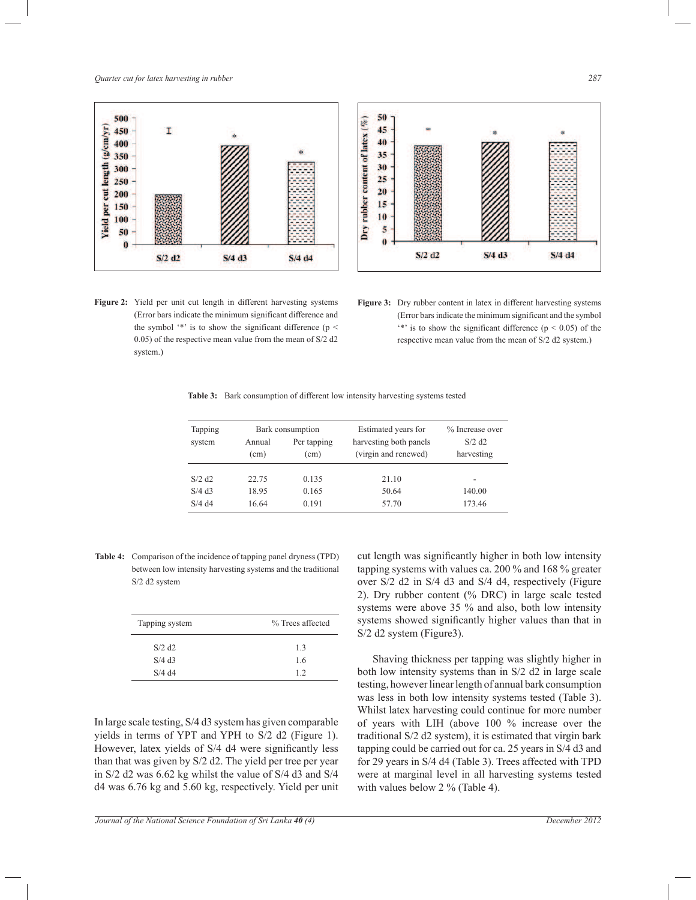Figure 2: Yield per unit cut length in different harvesting systems (Error bars indicate the minimum significant difference and the symbol '*' is to show the significant difference ($p < 0.05$) of the respective mean value from the mean of S/2 d2 system.)

Figure 3: Dry rubber content in latex in different harvesting systems (Error bars indicate the minimum significant and the symbol '*' is to show the significant difference ($p < 0.05$) of the respective mean value from the mean of S/2 d2 system.)

**Table 3:** Bark consumption of different low intensity harvesting systems tested

| Tapping system | Bark consumption | | Estimated years for harvesting both panels (virgin and renewed) | % Increase over S/2 d2 harvesting |
|---|---|---|---|---|
| | Annual (cm) | Per tapping (cm) | | |
| S/2 d2 | 22.75 | 0.135 | 21.10 | - |
| S/4 d3 | 18.95 | 0.165 | 50.64 | 140.00 |
| S/4 d4 | 16.64 | 0.191 | 57.70 | 173.46 |

**Table 4:** Comparison of the incidence of tapping panel dryness (TPD) between low intensity harvesting systems and the traditional S/2 d2 system

| Tapping system | % Trees affected |
|---|---|
| S/2 d2 | 1.3 |
| S/4 d3 | 1.6 |
| S/4 d4 | 1.2 |

In large scale testing, S/4 d3 system has given comparable yields in terms of YPT and YPH to S/2 d2 (Figure 1). However, latex yields of S/4 d4 were significantly less than that was given by S/2 d2. The yield per tree per year in S/2 d2 was 6.62 kg whilst the value of S/4 d3 and S/4 d4 was 6.76 kg and 5.60 kg, respectively. Yield per unit cut length was significantly higher in both low intensity tapping systems with values ca. 200 % and 168 % greater over S/2 d2 in S/4 d3 and S/4 d4, respectively (Figure 2). Dry rubber content (% DRC) in large scale tested systems were above 35 % and also, both low intensity systems showed significantly higher values than that in S/2 d2 system (Figure3).

Shaving thickness per tapping was slightly higher in both low intensity systems than in S/2 d2 in large scale testing, however linear length of annual bark consumption was less in both low intensity systems tested (Table 3). Whilst latex harvesting could continue for more number of years with LIH (above 100 % increase over the traditional S/2 d2 system), it is estimated that virgin bark tapping could be carried out for ca. 25 years in S/4 d3 and for 29 years in S/4 d4 (Table 3). Trees affected with TPD were at marginal level in all harvesting systems tested with values below 2 % (Table 4).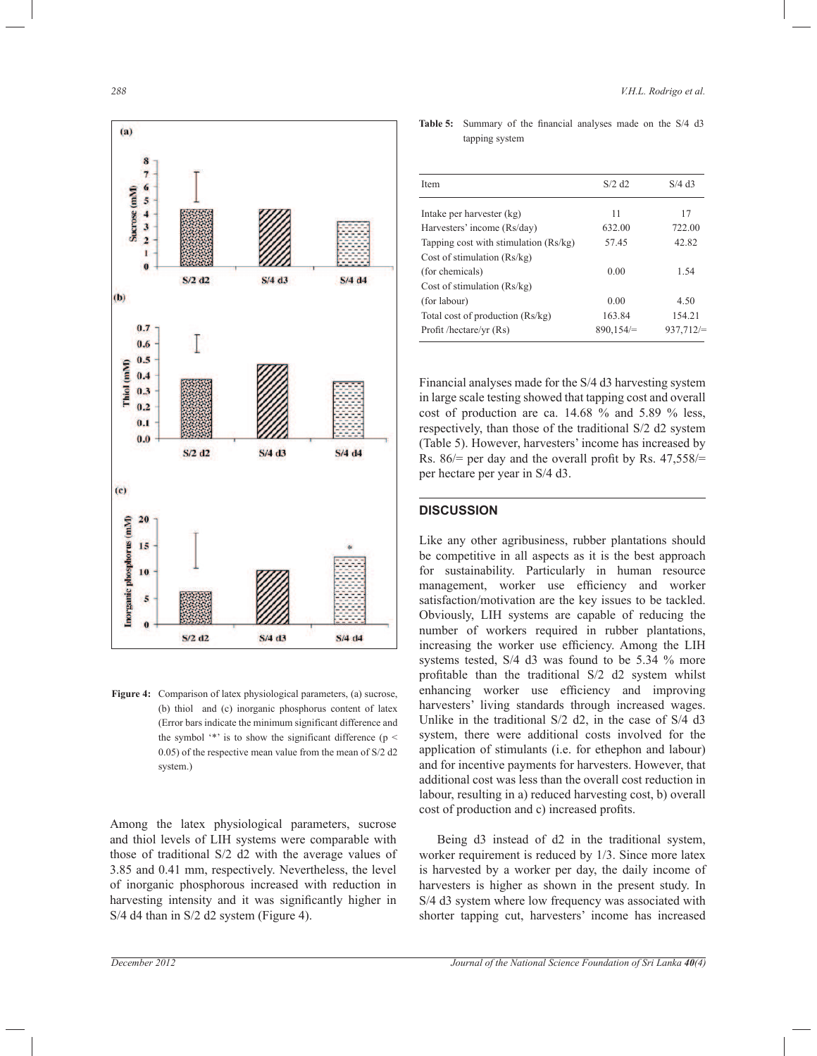Figure 4: Comparison of latex physiological parameters, (a) sucrose, (b) thiol and (c) inorganic phosphorus content of latex (Error bars indicate the minimum significant difference and the symbol '*' is to show the significant difference ($p < 0.05$) of the respective mean value from the mean of S/2 d2 system.)

Among the latex physiological parameters, sucrose and thiol levels of LIH systems were comparable with those of traditional S/2 d2 with the average values of 3.85 and 0.41 mm, respectively. Nevertheless, the level of inorganic phosphorous increased with reduction in harvesting intensity and it was significantly higher in S/4 d4 than in S/2 d2 system (Figure 4).

**Table 5:** Summary of the financial analyses made on the S/4 d3 tapping system

| Item | S/2 d2 | S/4 d3 |
|---|---|---|
| Intake per harvester (kg) | 11 | 17 |
| Harvesters' income (Rs/day) | 632.00 | 722.00 |
| Tapping cost with stimulation (Rs/kg) | 57.45 | 42.82 |
| Cost of stimulation (Rs/kg) (for chemicals) | 0.00 | 1.54 |
| Cost of stimulation (Rs/kg) (for labour) | 0.00 | 4.50 |
| Total cost of production (Rs/kg) | 163.84 | 154.21 |
| Profit /hectare/yr (Rs) | 890,154/= | 937,712/= |

Financial analyses made for the S/4 d3 harvesting system in large scale testing showed that tapping cost and overall cost of production are ca. 14.68 % and 5.89 % less, respectively, than those of the traditional S/2 d2 system (Table 5). However, harvesters' income has increased by Rs. 86/= per day and the overall profit by Rs. 47,558/= per hectare per year in S/4 d3.

## DISCUSSION

Like any other agribusiness, rubber plantations should be competitive in all aspects as it is the best approach for sustainability. Particularly in human resource management, worker use efficiency and worker satisfaction/motivation are the key issues to be tackled. Obviously, LIH systems are capable of reducing the number of workers required in rubber plantations, increasing the worker use efficiency. Among the LIH systems tested, S/4 d3 was found to be 5.34 % more profitable than the traditional S/2 d2 system whilst enhancing worker use efficiency and improving harvesters' living standards through increased wages. Unlike in the traditional S/2 d2, in the case of S/4 d3 system, there were additional costs involved for the application of stimulants (i.e. for ethephon and labour) and for incentive payments for harvesters. However, that additional cost was less than the overall cost reduction in labour, resulting in a) reduced harvesting cost, b) overall cost of production and c) increased profits.

Being d3 instead of d2 in the traditional system, worker requirement is reduced by 1/3. Since more latex is harvested by a worker per day, the daily income of harvesters is higher as shown in the present study. In S/4 d3 system where low frequency was associated with shorter tapping cut, harvesters' income has increased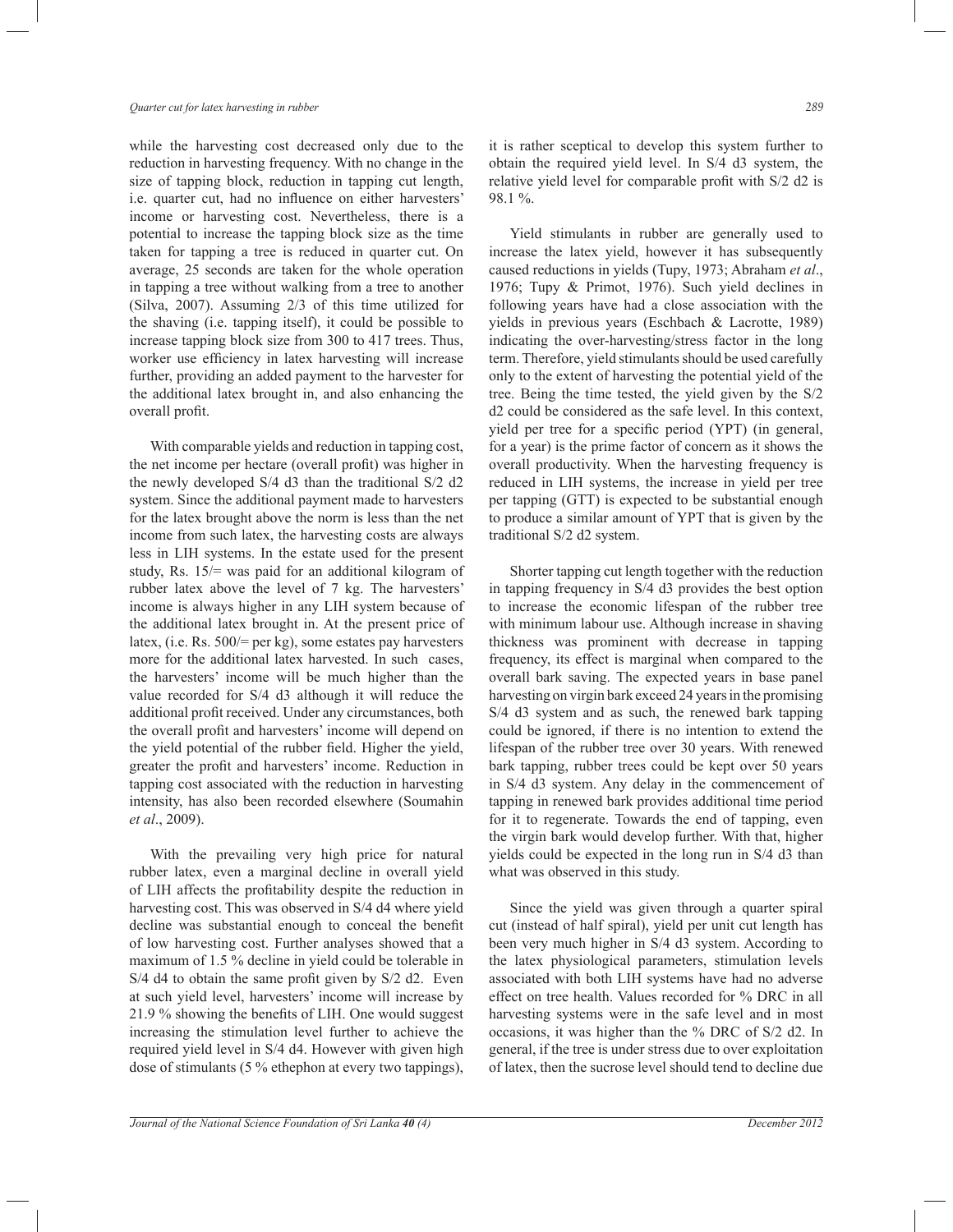while the harvesting cost decreased only due to the reduction in harvesting frequency. With no change in the size of tapping block, reduction in tapping cut length, i.e. quarter cut, had no influence on either harvesters' income or harvesting cost. Nevertheless, there is a potential to increase the tapping block size as the time taken for tapping a tree is reduced in quarter cut. On average, 25 seconds are taken for the whole operation in tapping a tree without walking from a tree to another (Silva, 2007). Assuming 2/3 of this time utilized for the shaving (i.e. tapping itself), it could be possible to increase tapping block size from 300 to 417 trees. Thus, worker use efficiency in latex harvesting will increase further, providing an added payment to the harvester for the additional latex brought in, and also enhancing the overall profit.

With comparable yields and reduction in tapping cost, the net income per hectare (overall profit) was higher in the newly developed S/4 d3 than the traditional S/2 d2 system. Since the additional payment made to harvesters for the latex brought above the norm is less than the net income from such latex, the harvesting costs are always less in LIH systems. In the estate used for the present study, Rs. 15/= was paid for an additional kilogram of rubber latex above the level of 7 kg. The harvesters' income is always higher in any LIH system because of the additional latex brought in. At the present price of latex, (i.e. Rs. 500/= per kg), some estates pay harvesters more for the additional latex harvested. In such cases, the harvesters' income will be much higher than the value recorded for S/4 d3 although it will reduce the additional profit received. Under any circumstances, both the overall profit and harvesters' income will depend on the yield potential of the rubber field. Higher the yield, greater the profit and harvesters' income. Reduction in tapping cost associated with the reduction in harvesting intensity, has also been recorded elsewhere (Soumahin *et al*., 2009).

With the prevailing very high price for natural rubber latex, even a marginal decline in overall yield of LIH affects the profitability despite the reduction in harvesting cost. This was observed in S/4 d4 where yield decline was substantial enough to conceal the benefit of low harvesting cost. Further analyses showed that a maximum of 1.5 % decline in yield could be tolerable in S/4 d4 to obtain the same profit given by S/2 d2. Even at such yield level, harvesters' income will increase by 21.9 % showing the benefits of LIH. One would suggest increasing the stimulation level further to achieve the required yield level in S/4 d4. However with given high dose of stimulants (5 % ethephon at every two tappings), it is rather sceptical to develop this system further to obtain the required yield level. In S/4 d3 system, the relative yield level for comparable profit with S/2 d2 is 98.1 %.

Yield stimulants in rubber are generally used to increase the latex yield, however it has subsequently caused reductions in yields (Tupy, 1973; Abraham *et al*., 1976; Tupy & Primot, 1976). Such yield declines in following years have had a close association with the yields in previous years (Eschbach & Lacrotte, 1989) indicating the over-harvesting/stress factor in the long term. Therefore, yield stimulants should be used carefully only to the extent of harvesting the potential yield of the tree. Being the time tested, the yield given by the S/2 d2 could be considered as the safe level. In this context, yield per tree for a specific period (YPT) (in general, for a year) is the prime factor of concern as it shows the overall productivity. When the harvesting frequency is reduced in LIH systems, the increase in yield per tree per tapping (GTT) is expected to be substantial enough to produce a similar amount of YPT that is given by the traditional S/2 d2 system.

Shorter tapping cut length together with the reduction in tapping frequency in S/4 d3 provides the best option to increase the economic lifespan of the rubber tree with minimum labour use. Although increase in shaving thickness was prominent with decrease in tapping frequency, its effect is marginal when compared to the overall bark saving. The expected years in base panel harvesting on virgin bark exceed 24 years in the promising S/4 d3 system and as such, the renewed bark tapping could be ignored, if there is no intention to extend the lifespan of the rubber tree over 30 years. With renewed bark tapping, rubber trees could be kept over 50 years in S/4 d3 system. Any delay in the commencement of tapping in renewed bark provides additional time period for it to regenerate. Towards the end of tapping, even the virgin bark would develop further. With that, higher yields could be expected in the long run in S/4 d3 than what was observed in this study.

Since the yield was given through a quarter spiral cut (instead of half spiral), yield per unit cut length has been very much higher in S/4 d3 system. According to the latex physiological parameters, stimulation levels associated with both LIH systems have had no adverse effect on tree health. Values recorded for % DRC in all harvesting systems were in the safe level and in most occasions, it was higher than the % DRC of S/2 d2. In general, if the tree is under stress due to over exploitation of latex, then the sucrose level should tend to decline due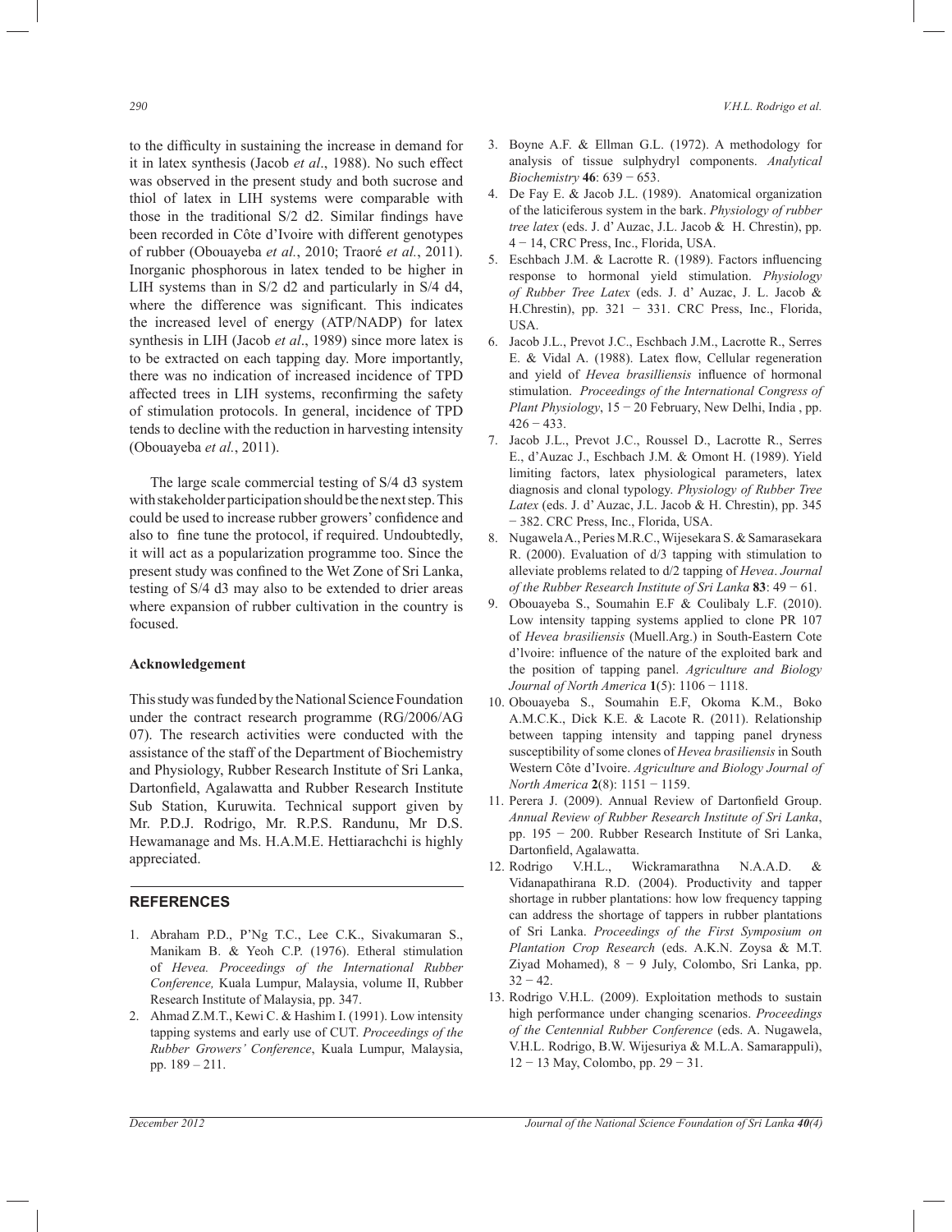to the difficulty in sustaining the increase in demand for it in latex synthesis (Jacob *et al*., 1988). No such effect was observed in the present study and both sucrose and thiol of latex in LIH systems were comparable with those in the traditional S/2 d2. Similar findings have been recorded in Côte d'Ivoire with different genotypes of rubber (Obouayeba *et al.*, 2010; Traoré *et al.*, 2011). Inorganic phosphorous in latex tended to be higher in LIH systems than in S/2 d2 and particularly in S/4 d4, where the difference was significant. This indicates the increased level of energy (ATP/NADP) for latex synthesis in LIH (Jacob *et al*., 1989) since more latex is to be extracted on each tapping day. More importantly, there was no indication of increased incidence of TPD affected trees in LIH systems, reconfirming the safety of stimulation protocols. In general, incidence of TPD tends to decline with the reduction in harvesting intensity (Obouayeba *et al.*, 2011).

The large scale commercial testing of S/4 d3 system with stakeholder participation should be the next step. This could be used to increase rubber growers' confidence and also to fine tune the protocol, if required. Undoubtedly, it will act as a popularization programme too. Since the present study was confined to the Wet Zone of Sri Lanka, testing of S/4 d3 may also to be extended to drier areas where expansion of rubber cultivation in the country is focused.

**Acknowledgement**

This study was funded by the National Science Foundation under the contract research programme (RG/2006/AG 07). The research activities were conducted with the assistance of the staff of the Department of Biochemistry and Physiology, Rubber Research Institute of Sri Lanka, Dartonfield, Agalawatta and Rubber Research Institute Sub Station, Kuruwita. Technical support given by Mr. P.D.J. Rodrigo, Mr. R.P.S. Randunu, Mr D.S. Hewamanage and Ms. H.A.M.E. Hettiarachchi is highly appreciated.

## REFERENCES

1. Abraham P.D., P'Ng T.C., Lee C.K., Sivakumaran S., Manikam B. & Yeoh C.P. (1976). Etheral stimulation of *Hevea. Proceedings of the International Rubber Conference,* Kuala Lumpur, Malaysia, volume II, Rubber Research Institute of Malaysia, pp. 347.
2. Ahmad Z.M.T., Kewi C. & Hashim I. (1991). Low intensity tapping systems and early use of CUT. *Proceedings of the Rubber Growers' Conference*, Kuala Lumpur, Malaysia, pp. 189 – 211.
3. Boyne A.F. & Ellman G.L. (1972). A methodology for analysis of tissue sulphydryl components. *Analytical Biochemistry* **46**: 639 − 653.
4. De Fay E. & Jacob J.L. (1989). Anatomical organization of the laticiferous system in the bark. *Physiology of rubber tree latex* (eds. J. d' Auzac, J.L. Jacob & H. Chrestin), pp. 4 − 14, CRC Press, Inc., Florida, USA.
5. Eschbach J.M. & Lacrotte R. (1989). Factors influencing response to hormonal yield stimulation. *Physiology of Rubber Tree Latex* (eds. J. d' Auzac, J. L. Jacob & H.Chrestin), pp. 321 − 331. CRC Press, Inc., Florida, USA.
6. Jacob J.L., Prevot J.C., Eschbach J.M., Lacrotte R., Serres E. & Vidal A. (1988). Latex flow, Cellular regeneration and yield of *Hevea brasilliensis* influence of hormonal stimulation. *Proceedings of the International Congress of Plant Physiology*, 15 − 20 February, New Delhi, India , pp. 426 − 433.
7. Jacob J.L., Prevot J.C., Roussel D., Lacrotte R., Serres E., d'Auzac J., Eschbach J.M. & Omont H. (1989). Yield limiting factors, latex physiological parameters, latex diagnosis and clonal typology. *Physiology of Rubber Tree Latex* (eds. J. d' Auzac, J.L. Jacob & H. Chrestin), pp. 345 − 382. CRC Press, Inc., Florida, USA.
8. Nugawela A., Peries M.R.C., Wijesekara S. & Samarasekara R. (2000). Evaluation of d/3 tapping with stimulation to alleviate problems related to d/2 tapping of *Hevea*. *Journal of the Rubber Research Institute of Sri Lanka* **83**: 49 − 61.
9. Obouayeba S., Soumahin E.F & Coulibaly L.F. (2010). Low intensity tapping systems applied to clone PR 107 of *Hevea brasiliensis* (Muell.Arg.) in South-Eastern Cote d'Ivoire: influence of the nature of the exploited bark and the position of tapping panel. *Agriculture and Biology Journal of North America* **1**(5): 1106 − 1118.
10. Obouayeba S., Soumahin E.F, Okoma K.M., Boko A.M.C.K., Dick K.E. & Lacote R. (2011). Relationship between tapping intensity and tapping panel dryness susceptibility of some clones of *Hevea brasiliensis* in South Western Côte d'Ivoire. *Agriculture and Biology Journal of North America* **2**(8): 1151 − 1159.
11. Perera J. (2009). Annual Review of Dartonfield Group. *Annual Review of Rubber Research Institute of Sri Lanka*, pp. 195 − 200. Rubber Research Institute of Sri Lanka, Dartonfield, Agalawatta.
12. Rodrigo V.H.L., Wickramarathna N.A.A.D. & Vidanapathirana R.D. (2004). Productivity and tapper shortage in rubber plantations: how low frequency tapping can address the shortage of tappers in rubber plantations of Sri Lanka. *Proceedings of the First Symposium on Plantation Crop Research* (eds. A.K.N. Zoysa & M.T. Ziyad Mohamed), 8 − 9 July, Colombo, Sri Lanka, pp. 32 − 42.
13. Rodrigo V.H.L. (2009). Exploitation methods to sustain high performance under changing scenarios. *Proceedings of the Centennial Rubber Conference* (eds. A. Nugawela, V.H.L. Rodrigo, B.W. Wijesuriya & M.L.A. Samarappuli), 12 − 13 May, Colombo, pp. 29 − 31.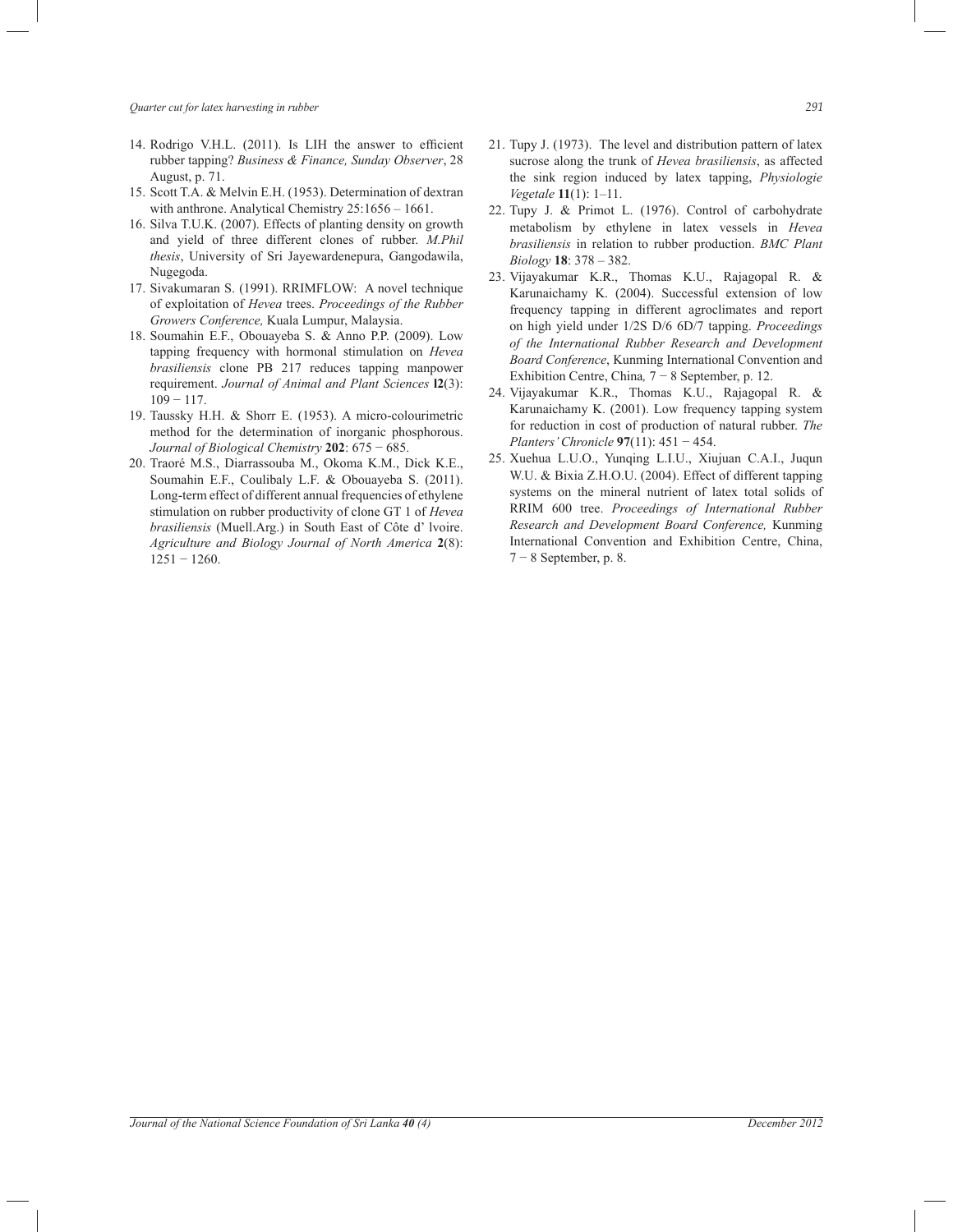14. Rodrigo V.H.L. (2011). Is LIH the answer to efficient rubber tapping? *Business & Finance, Sunday Observer*, 28 August, p. 71.
15. Scott T.A. & Melvin E.H. (1953). Determination of dextran with anthrone. Analytical Chemistry 25:1656 – 1661.
16. Silva T.U.K. (2007). Effects of planting density on growth and yield of three different clones of rubber. *M.Phil thesis*, University of Sri Jayewardenepura, Gangodawila, Nugegoda.
17. Sivakumaran S. (1991). RRIMFLOW: A novel technique of exploitation of *Hevea* trees. *Proceedings of the Rubber Growers Conference,* Kuala Lumpur, Malaysia.
18. Soumahin E.F., Obouayeba S. & Anno P.P. (2009). Low tapping frequency with hormonal stimulation on *Hevea brasiliensis* clone PB 217 reduces tapping manpower requirement. *Journal of Animal and Plant Sciences* **l2**(3): 109 − 117.
19. Taussky H.H. & Shorr E. (1953). A micro-colourimetric method for the determination of inorganic phosphorous. *Journal of Biological Chemistry* **202**: 675 − 685.
20. Traoré M.S., Diarrassouba M., Okoma K.M., Dick K.E., Soumahin E.F., Coulibaly L.F. & Obouayeba S. (2011). Long-term effect of different annual frequencies of ethylene stimulation on rubber productivity of clone GT 1 of *Hevea brasiliensis* (Muell.Arg.) in South East of Côte d' lvoire. *Agriculture and Biology Journal of North America* **2**(8): 1251 − 1260.
21. Tupy J. (1973). The level and distribution pattern of latex sucrose along the trunk of *Hevea brasiliensis*, as affected the sink region induced by latex tapping, *Physiologie Vegetale* **11**(1): 1–11.
22. Tupy J. & Primot L. (1976). Control of carbohydrate metabolism by ethylene in latex vessels in *Hevea brasiliensis* in relation to rubber production. *BMC Plant Biology* **18**: 378 – 382.
23. Vijayakumar K.R., Thomas K.U., Rajagopal R. & Karunaichamy K. (2004). Successful extension of low frequency tapping in different agroclimates and report on high yield under 1/2S D/6 6D/7 tapping. *Proceedings of the International Rubber Research and Development Board Conference*, Kunming International Convention and Exhibition Centre, China*,* 7 − 8 September, p. 12.
24. Vijayakumar K.R., Thomas K.U., Rajagopal R. & Karunaichamy K. (2001). Low frequency tapping system for reduction in cost of production of natural rubber. *The Planters' Chronicle* **97**(11): 451 − 454.
25. Xuehua L.U.O., Yunqing L.I.U., Xiujuan C.A.I., Juqun W.U. & Bixia Z.H.O.U. (2004). Effect of different tapping systems on the mineral nutrient of latex total solids of RRIM 600 tree. *Proceedings of International Rubber Research and Development Board Conference,* Kunming International Convention and Exhibition Centre, China, 7 − 8 September, p. 8.